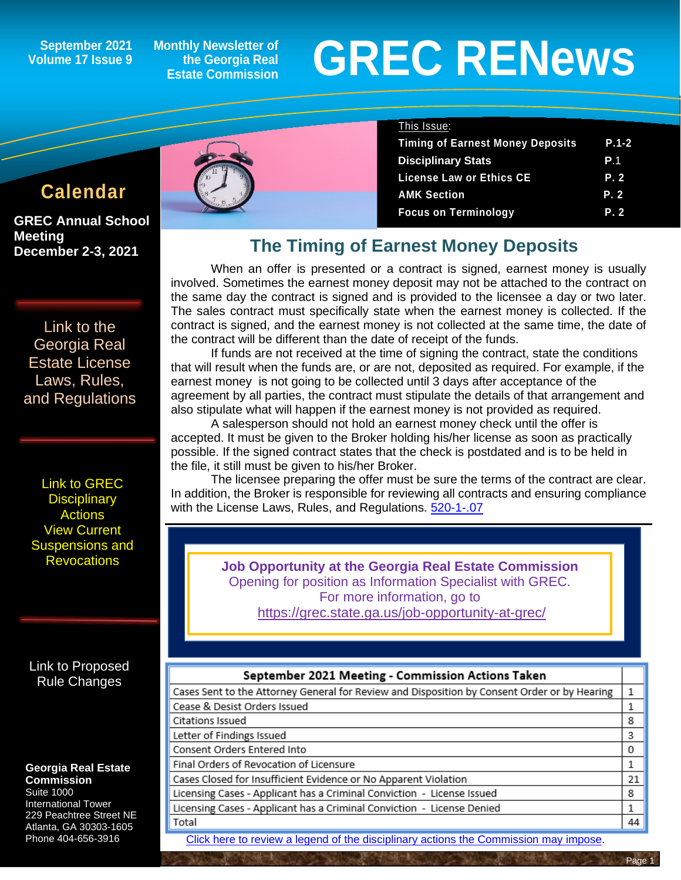September 2021
Volume 17 Issue 9

Monthly Newsletter of the Georgia Real Estate Commission

# GREC RENews

This Issue:

| | |
|---|---|
| Timing of Earnest Money Deposits | P.1-2 |
| Disciplinary Stats | P.1 |
| License Law or Ethics CE | P. 2 |
| AMK Section | P. 2 |
| Focus on Terminology | P. 2 |

## Calendar

**GREC Annual School Meeting December 2-3, 2021**

Link to the Georgia Real Estate License Laws, Rules, and Regulations

Link to GREC Disciplinary Actions View Current Suspensions and Revocations

Link to Proposed Rule Changes

**Georgia Real Estate Commission**
Suite 1000
International Tower
229 Peachtree Street NE
Atlanta, GA 30303-1605
Phone 404-656-3916

## The Timing of Earnest Money Deposits

When an offer is presented or a contract is signed, earnest money is usually involved. Sometimes the earnest money deposit may not be attached to the contract on the same day the contract is signed and is provided to the licensee a day or two later. The sales contract must specifically state when the earnest money is collected. If the contract is signed, and the earnest money is not collected at the same time, the date of the contract will be different than the date of receipt of the funds.

If funds are not received at the time of signing the contract, state the conditions that will result when the funds are, or are not, deposited as required. For example, if the earnest money is not going to be collected until 3 days after acceptance of the agreement by all parties, the contract must stipulate the details of that arrangement and also stipulate what will happen if the earnest money is not provided as required.

A salesperson should not hold an earnest money check until the offer is accepted. It must be given to the Broker holding his/her license as soon as practically possible. If the signed contract states that the check is postdated and is to be held in the file, it still must be given to his/her Broker.

The licensee preparing the offer must be sure the terms of the contract are clear. In addition, the Broker is responsible for reviewing all contracts and ensuring compliance with the License Laws, Rules, and Regulations. 520-1-.07

**Job Opportunity at the Georgia Real Estate Commission**
Opening for position as Information Specialist with GREC.
For more information, go to
https://grec.state.ga.us/job-opportunity-at-grec/

| September 2021 Meeting - Commission Actions Taken | |
|---|---|
| Cases Sent to the Attorney General for Review and Disposition by Consent Order or by Hearing | 1 |
| Cease & Desist Orders Issued | 1 |
| Citations Issued | 8 |
| Letter of Findings Issued | 3 |
| Consent Orders Entered Into | 0 |
| Final Orders of Revocation of Licensure | 1 |
| Cases Closed for Insufficient Evidence or No Apparent Violation | 21 |
| Licensing Cases - Applicant has a Criminal Conviction - License Issued | 8 |
| Licensing Cases - Applicant has a Criminal Conviction - License Denied | 1 |
| Total | 44 |

Click here to review a legend of the disciplinary actions the Commission may impose.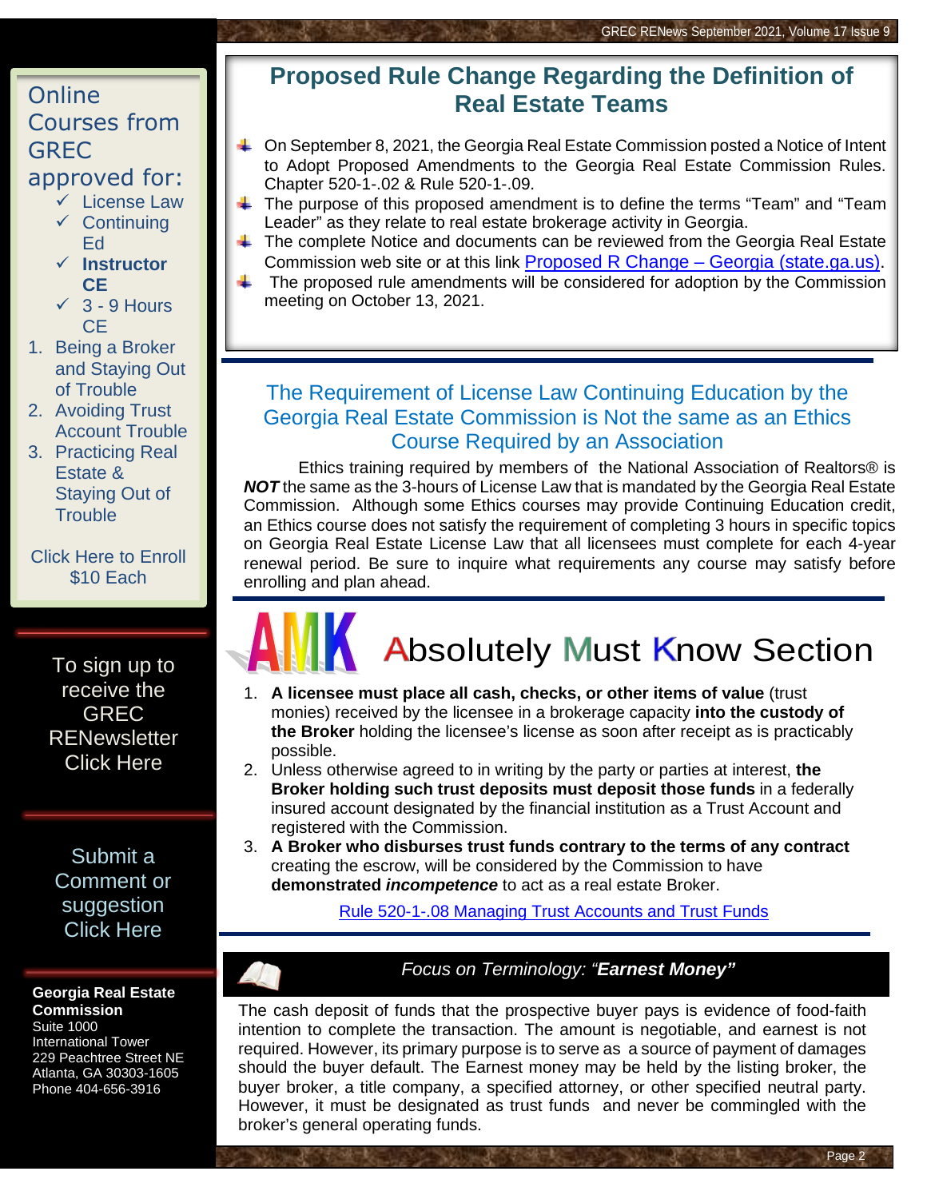## Online Courses from GREC approved for:

- ✓ License Law
- ✓ Continuing Ed
- ✓ **Instructor CE**
- ✓ 3 - 9 Hours CE

1. Being a Broker and Staying Out of Trouble
2. Avoiding Trust Account Trouble
3. Practicing Real Estate & Staying Out of Trouble

Click Here to Enroll $10 Each

To sign up to receive the GREC RENewsletter Click Here

Submit a Comment or suggestion Click Here

**Georgia Real Estate Commission**
Suite 1000
International Tower
229 Peachtree Street NE
Atlanta, GA 30303-1605
Phone 404-656-3916

# Proposed Rule Change Regarding the Definition of Real Estate Teams

- On September 8, 2021, the Georgia Real Estate Commission posted a Notice of Intent to Adopt Proposed Amendments to the Georgia Real Estate Commission Rules. Chapter 520-1-.02 & Rule 520-1-.09.
- The purpose of this proposed amendment is to define the terms "Team" and "Team Leader" as they relate to real estate brokerage activity in Georgia.
- The complete Notice and documents can be reviewed from the Georgia Real Estate Commission web site or at this link Proposed R Change – Georgia (state.ga.us).
- The proposed rule amendments will be considered for adoption by the Commission meeting on October 13, 2021.

## The Requirement of License Law Continuing Education by the Georgia Real Estate Commission is Not the same as an Ethics Course Required by an Association

Ethics training required by members of the National Association of Realtors® is ***NOT*** the same as the 3-hours of License Law that is mandated by the Georgia Real Estate Commission. Although some Ethics courses may provide Continuing Education credit, an Ethics course does not satisfy the requirement of completing 3 hours in specific topics on Georgia Real Estate License Law that all licensees must complete for each 4-year renewal period. Be sure to inquire what requirements any course may satisfy before enrolling and plan ahead.

## AMK Absolutely Must Know Section

1. **A licensee must place all cash, checks, or other items of value** (trust monies) received by the licensee in a brokerage capacity **into the custody of the Broker** holding the licensee's license as soon after receipt as is practicably possible.
2. Unless otherwise agreed to in writing by the party or parties at interest, **the Broker holding such trust deposits must deposit those funds** in a federally insured account designated by the financial institution as a Trust Account and registered with the Commission.
3. **A Broker who disburses trust funds contrary to the terms of any contract** creating the escrow, will be considered by the Commission to have **demonstrated *incompetence*** to act as a real estate Broker.

Rule 520-1-.08 Managing Trust Accounts and Trust Funds

### *Focus on Terminology: "**Earnest Money**"*

The cash deposit of funds that the prospective buyer pays is evidence of food-faith intention to complete the transaction. The amount is negotiable, and earnest is not required. However, its primary purpose is to serve as a source of payment of damages should the buyer default. The Earnest money may be held by the listing broker, the buyer broker, a title company, a specified attorney, or other specified neutral party. However, it must be designated as trust funds and never be commingled with the broker's general operating funds.